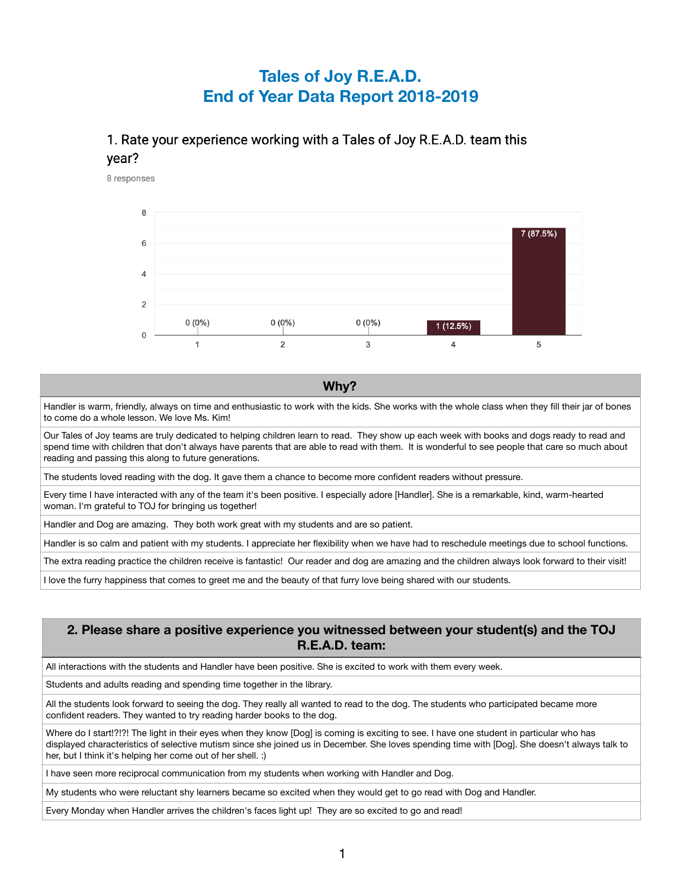# Tales of Joy R.E.A.D.
# End of Year Data Report 2018-2019

## 1. Rate your experience working with a Tales of Joy R.E.A.D. team this year?

8 responses

| Rating | Responses |
|---|---|
| 1 | 0 (0%) |
| 2 | 0 (0%) |
| 3 | 0 (0%) |
| 4 | 1 (12.5%) |
| 5 | 7 (87.5%) |

| Why? |
|---|
| Handler is warm, friendly, always on time and enthusiastic to work with the kids. She works with the whole class when they fill their jar of bones to come do a whole lesson. We love Ms. Kim! |
| Our Tales of Joy teams are truly dedicated to helping children learn to read. They show up each week with books and dogs ready to read and spend time with children that don't always have parents that are able to read with them. It is wonderful to see people that care so much about reading and passing this along to future generations. |
| The students loved reading with the dog. It gave them a chance to become more confident readers without pressure. |
| Every time I have interacted with any of the team it's been positive. I especially adore [Handler]. She is a remarkable, kind, warm-hearted woman. I'm grateful to TOJ for bringing us together! |
| Handler and Dog are amazing. They both work great with my students and are so patient. |
| Handler is so calm and patient with my students. I appreciate her flexibility when we have had to reschedule meetings due to school functions. |
| The extra reading practice the children receive is fantastic! Our reader and dog are amazing and the children always look forward to their visit! |
| I love the furry happiness that comes to greet me and the beauty of that furry love being shared with our students. |

| 2. Please share a positive experience you witnessed between your student(s) and the TOJ R.E.A.D. team: |
|---|
| All interactions with the students and Handler have been positive. She is excited to work with them every week. |
| Students and adults reading and spending time together in the library. |
| All the students look forward to seeing the dog. They really all wanted to read to the dog. The students who participated became more confident readers. They wanted to try reading harder books to the dog. |
| Where do I start!?!?! The light in their eyes when they know [Dog] is coming is exciting to see. I have one student in particular who has displayed characteristics of selective mutism since she joined us in December. She loves spending time with [Dog]. She doesn't always talk to her, but I think it's helping her come out of her shell. :) |
| I have seen more reciprocal communication from my students when working with Handler and Dog. |
| My students who were reluctant shy learners became so excited when they would get to go read with Dog and Handler. |
| Every Monday when Handler arrives the children's faces light up! They are so excited to go and read! |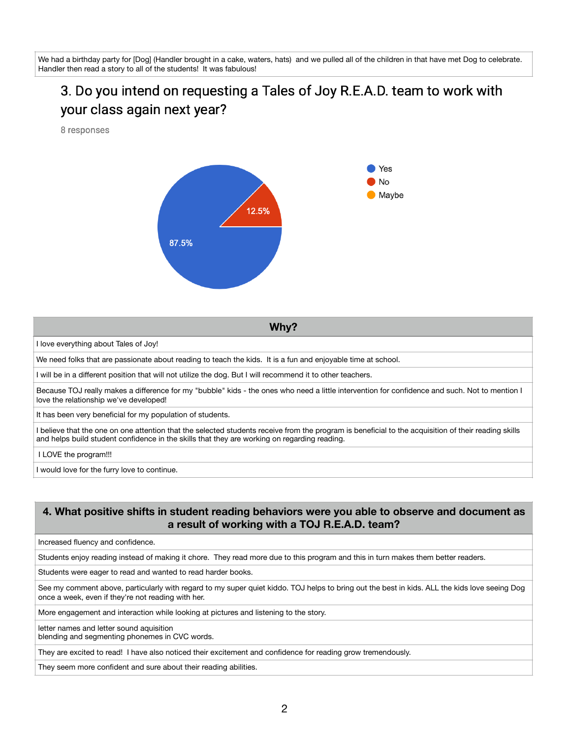| We had a birthday party for [Dog] (Handler brought in a cake, waters, hats) and we pulled all of the children in that have met Dog to celebrate. Handler then read a story to all of the students! It was fabulous! |
|---|

## 3. Do you intend on requesting a Tales of Joy R.E.A.D. team to work with your class again next year?

8 responses

- Yes: 87.5%
- No: 12.5%
- Maybe

| Why? |
|---|
| I love everything about Tales of Joy! |
| We need folks that are passionate about reading to teach the kids. It is a fun and enjoyable time at school. |
| I will be in a different position that will not utilize the dog. But I will recommend it to other teachers. |
| Because TOJ really makes a difference for my "bubble" kids - the ones who need a little intervention for confidence and such. Not to mention I love the relationship we've developed! |
| It has been very beneficial for my population of students. |
| I believe that the one on one attention that the selected students receive from the program is beneficial to the acquisition of their reading skills and helps build student confidence in the skills that they are working on regarding reading. |
| I LOVE the program!!! |
| I would love for the furry love to continue. |

| **4. What positive shifts in student reading behaviors were you able to observe and document as a result of working with a TOJ R.E.A.D. team?** |
|---|
| Increased fluency and confidence. |
| Students enjoy reading instead of making it chore. They read more due to this program and this in turn makes them better readers. |
| Students were eager to read and wanted to read harder books. |
| See my comment above, particularly with regard to my super quiet kiddo. TOJ helps to bring out the best in kids. ALL the kids love seeing Dog once a week, even if they're not reading with her. |
| More engagement and interaction while looking at pictures and listening to the story. |
| letter names and letter sound aquisition<br>blending and segmenting phonemes in CVC words. |
| They are excited to read! I have also noticed their excitement and confidence for reading grow tremendously. |
| They seem more confident and sure about their reading abilities. |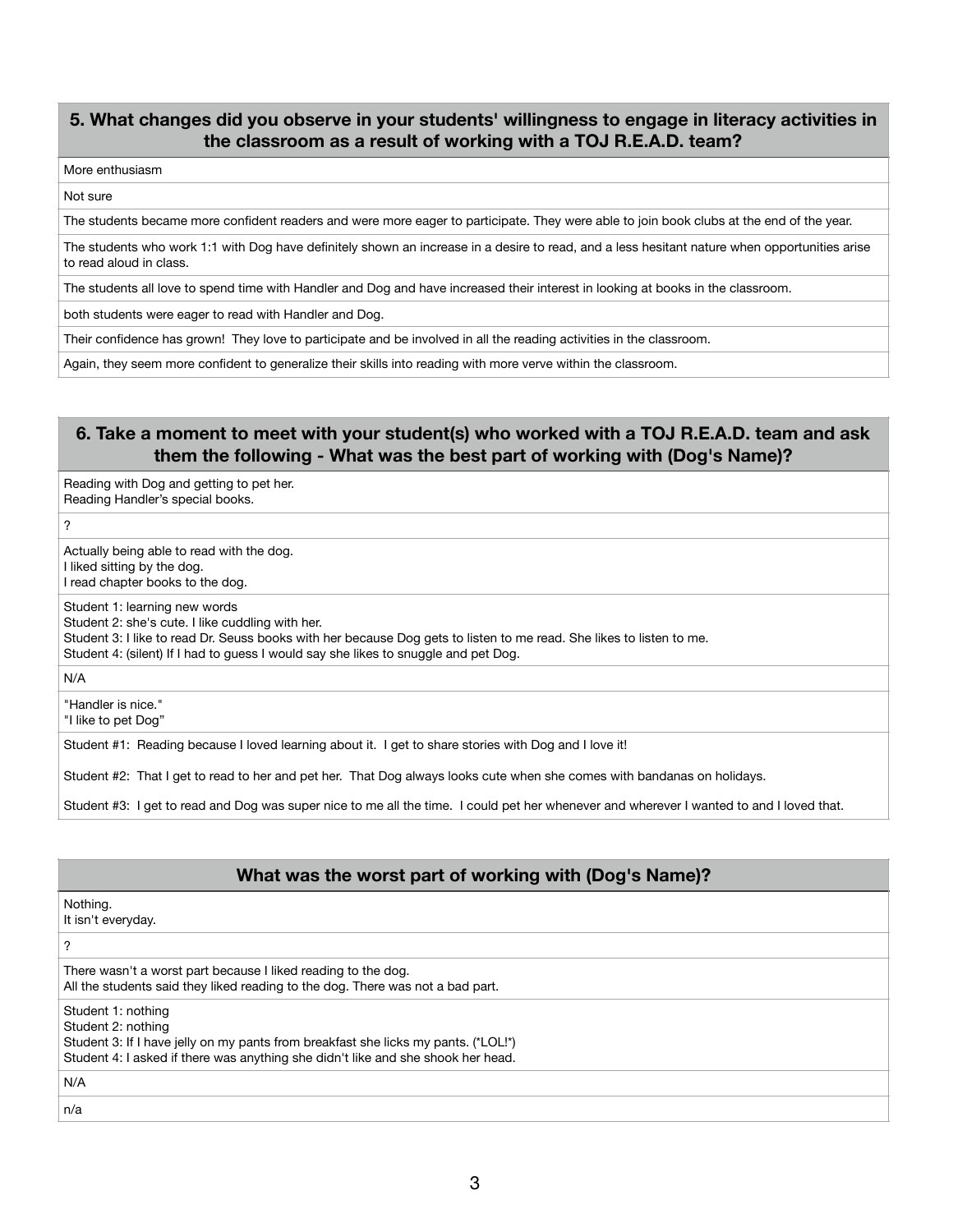| 5. What changes did you observe in your students' willingness to engage in literacy activities in the classroom as a result of working with a TOJ R.E.A.D. team? |
| --- |
| More enthusiasm |
| Not sure |
| The students became more confident readers and were more eager to participate. They were able to join book clubs at the end of the year. |
| The students who work 1:1 with Dog have definitely shown an increase in a desire to read, and a less hesitant nature when opportunities arise to read aloud in class. |
| The students all love to spend time with Handler and Dog and have increased their interest in looking at books in the classroom. |
| both students were eager to read with Handler and Dog. |
| Their confidence has grown! They love to participate and be involved in all the reading activities in the classroom. |
| Again, they seem more confident to generalize their skills into reading with more verve within the classroom. |

| 6. Take a moment to meet with your student(s) who worked with a TOJ R.E.A.D. team and ask them the following - What was the best part of working with (Dog's Name)? |
| --- |
| Reading with Dog and getting to pet her.<br>Reading Handler's special books. |
| ? |
| Actually being able to read with the dog.<br>I liked sitting by the dog.<br>I read chapter books to the dog. |
| Student 1: learning new words<br>Student 2: she's cute. I like cuddling with her.<br>Student 3: I like to read Dr. Seuss books with her because Dog gets to listen to me read. She likes to listen to me.<br>Student 4: (silent) If I had to guess I would say she likes to snuggle and pet Dog. |
| N/A |
| "Handler is nice."<br>"I like to pet Dog" |
| Student #1: Reading because I loved learning about it. I get to share stories with Dog and I love it!<br><br>Student #2: That I get to read to her and pet her. That Dog always looks cute when she comes with bandanas on holidays.<br><br>Student #3: I get to read and Dog was super nice to me all the time. I could pet her whenever and wherever I wanted to and I loved that. |

| What was the worst part of working with (Dog's Name)? |
| --- |
| Nothing.<br>It isn't everyday. |
| ? |
| There wasn't a worst part because I liked reading to the dog.<br>All the students said they liked reading to the dog. There was not a bad part. |
| Student 1: nothing<br>Student 2: nothing<br>Student 3: If I have jelly on my pants from breakfast she licks my pants. (*LOL!*)<br>Student 4: I asked if there was anything she didn't like and she shook her head. |
| N/A |
| n/a |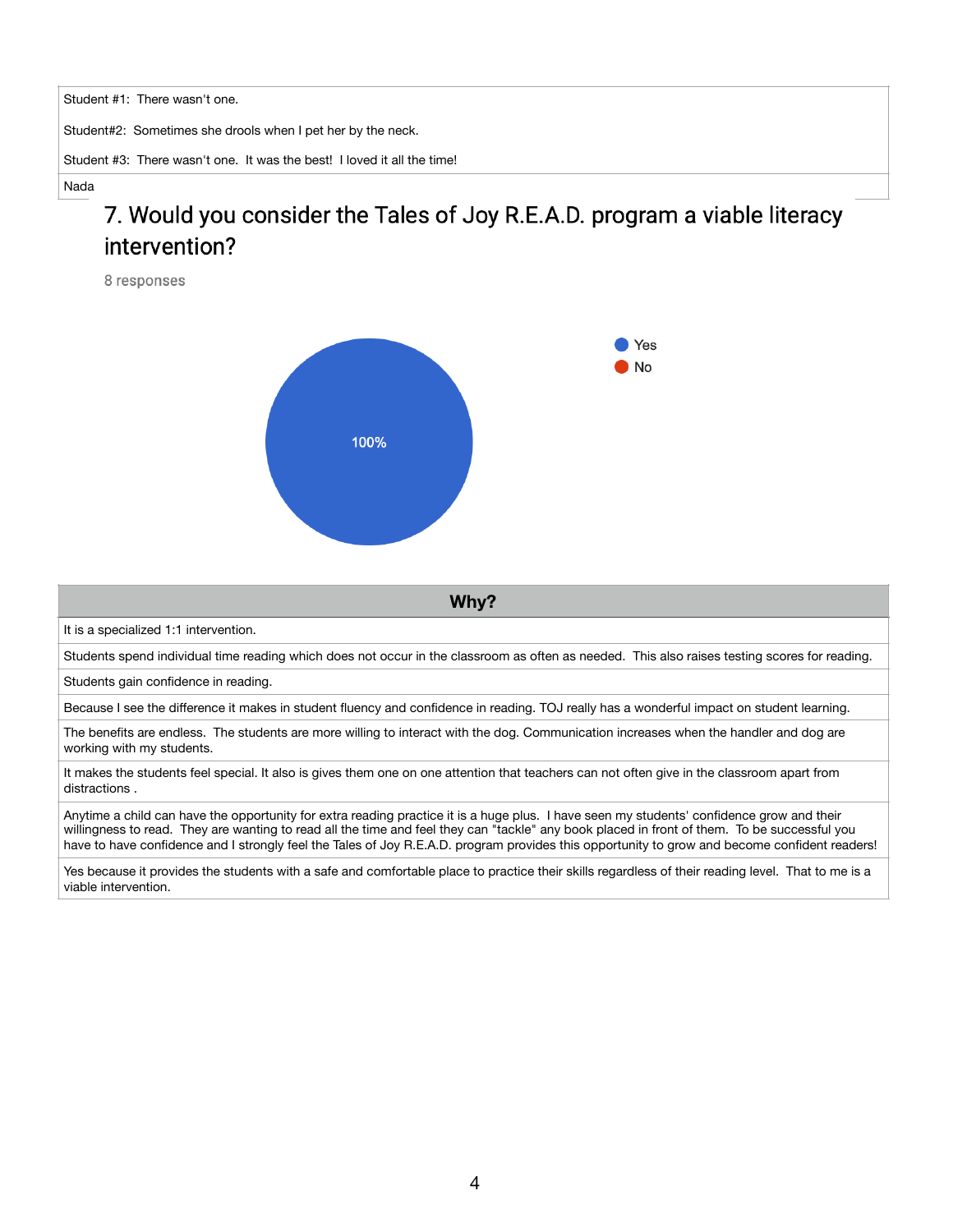| |
|---|
| Student #1: There wasn't one.<br>Student#2: Sometimes she drools when I pet her by the neck.<br>Student #3: There wasn't one. It was the best! I loved it all the time! |
| Nada |

## 7. Would you consider the Tales of Joy R.E.A.D. program a viable literacy intervention?

8 responses

Yes

No

100%

| Why? |
|---|
| It is a specialized 1:1 intervention. |
| Students spend individual time reading which does not occur in the classroom as often as needed. This also raises testing scores for reading. |
| Students gain confidence in reading. |
| Because I see the difference it makes in student fluency and confidence in reading. TOJ really has a wonderful impact on student learning. |
| The benefits are endless. The students are more willing to interact with the dog. Communication increases when the handler and dog are working with my students. |
| It makes the students feel special. It also is gives them one on one attention that teachers can not often give in the classroom apart from distractions . |
| Anytime a child can have the opportunity for extra reading practice it is a huge plus. I have seen my students' confidence grow and their willingness to read. They are wanting to read all the time and feel they can "tackle" any book placed in front of them. To be successful you have to have confidence and I strongly feel the Tales of Joy R.E.A.D. program provides this opportunity to grow and become confident readers! |
| Yes because it provides the students with a safe and comfortable place to practice their skills regardless of their reading level. That to me is a viable intervention. |